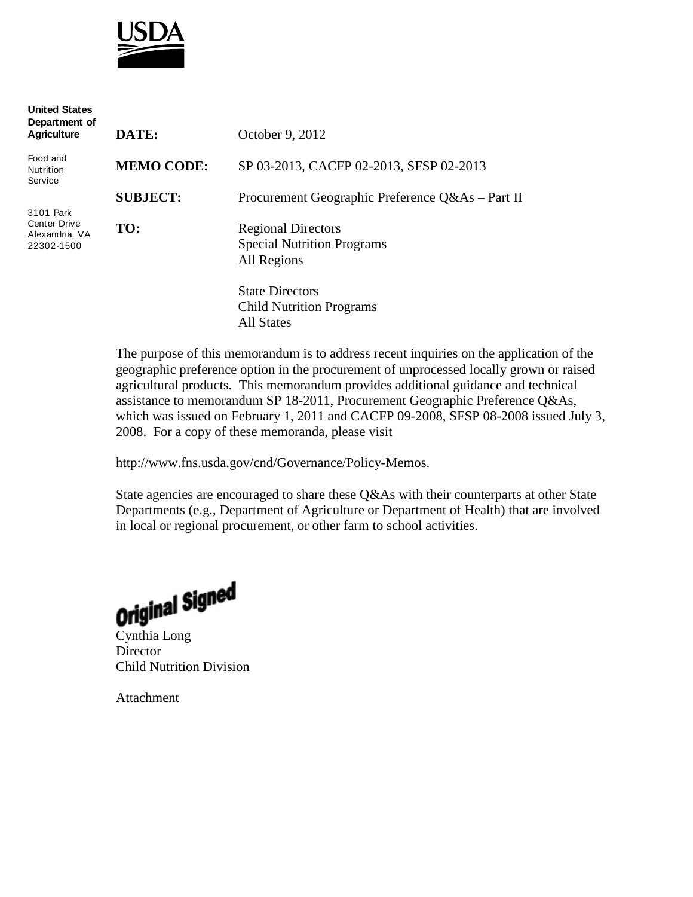USDA

**United States Department of Agriculture**

Food and Nutrition Service

3101 Park Center Drive
Alexandria, VA 22302-1500

**DATE:** October 9, 2012

**MEMO CODE:** SP 03-2013, CACFP 02-2013, SFSP 02-2013

**SUBJECT:** Procurement Geographic Preference Q&As – Part II

**TO:** Regional Directors
Special Nutrition Programs
All Regions

State Directors
Child Nutrition Programs
All States

The purpose of this memorandum is to address recent inquiries on the application of the geographic preference option in the procurement of unprocessed locally grown or raised agricultural products. This memorandum provides additional guidance and technical assistance to memorandum SP 18-2011, Procurement Geographic Preference Q&As, which was issued on February 1, 2011 and CACFP 09-2008, SFSP 08-2008 issued July 3, 2008. For a copy of these memoranda, please visit

http://www.fns.usda.gov/cnd/Governance/Policy-Memos.

State agencies are encouraged to share these Q&As with their counterparts at other State Departments (e.g., Department of Agriculture or Department of Health) that are involved in local or regional procurement, or other farm to school activities.

Original Signed

Cynthia Long
Director
Child Nutrition Division

Attachment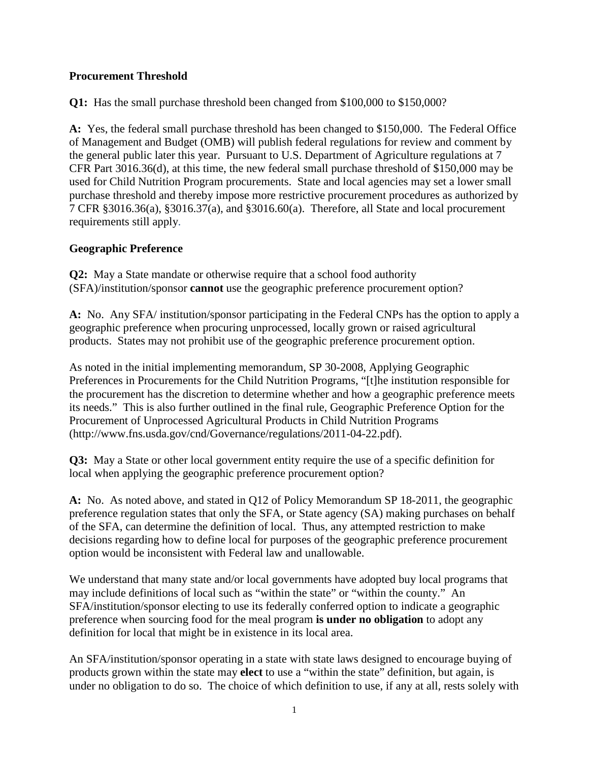**Procurement Threshold**

**Q1:** Has the small purchase threshold been changed from $100,000 to $150,000?

**A:** Yes, the federal small purchase threshold has been changed to $150,000. The Federal Office of Management and Budget (OMB) will publish federal regulations for review and comment by the general public later this year. Pursuant to U.S. Department of Agriculture regulations at 7 CFR Part 3016.36(d), at this time, the new federal small purchase threshold of $150,000 may be used for Child Nutrition Program procurements. State and local agencies may set a lower small purchase threshold and thereby impose more restrictive procurement procedures as authorized by 7 CFR §3016.36(a), §3016.37(a), and §3016.60(a). Therefore, all State and local procurement requirements still apply.

**Geographic Preference**

**Q2:** May a State mandate or otherwise require that a school food authority (SFA)/institution/sponsor **cannot** use the geographic preference procurement option?

**A:** No. Any SFA/ institution/sponsor participating in the Federal CNPs has the option to apply a geographic preference when procuring unprocessed, locally grown or raised agricultural products. States may not prohibit use of the geographic preference procurement option.

As noted in the initial implementing memorandum, SP 30-2008, Applying Geographic Preferences in Procurements for the Child Nutrition Programs, "[t]he institution responsible for the procurement has the discretion to determine whether and how a geographic preference meets its needs." This is also further outlined in the final rule, Geographic Preference Option for the Procurement of Unprocessed Agricultural Products in Child Nutrition Programs (http://www.fns.usda.gov/cnd/Governance/regulations/2011-04-22.pdf).

**Q3:** May a State or other local government entity require the use of a specific definition for local when applying the geographic preference procurement option?

**A:** No. As noted above, and stated in Q12 of Policy Memorandum SP 18-2011, the geographic preference regulation states that only the SFA, or State agency (SA) making purchases on behalf of the SFA, can determine the definition of local. Thus, any attempted restriction to make decisions regarding how to define local for purposes of the geographic preference procurement option would be inconsistent with Federal law and unallowable.

We understand that many state and/or local governments have adopted buy local programs that may include definitions of local such as "within the state" or "within the county." An SFA/institution/sponsor electing to use its federally conferred option to indicate a geographic preference when sourcing food for the meal program **is under no obligation** to adopt any definition for local that might be in existence in its local area.

An SFA/institution/sponsor operating in a state with state laws designed to encourage buying of products grown within the state may **elect** to use a "within the state" definition, but again, is under no obligation to do so. The choice of which definition to use, if any at all, rests solely with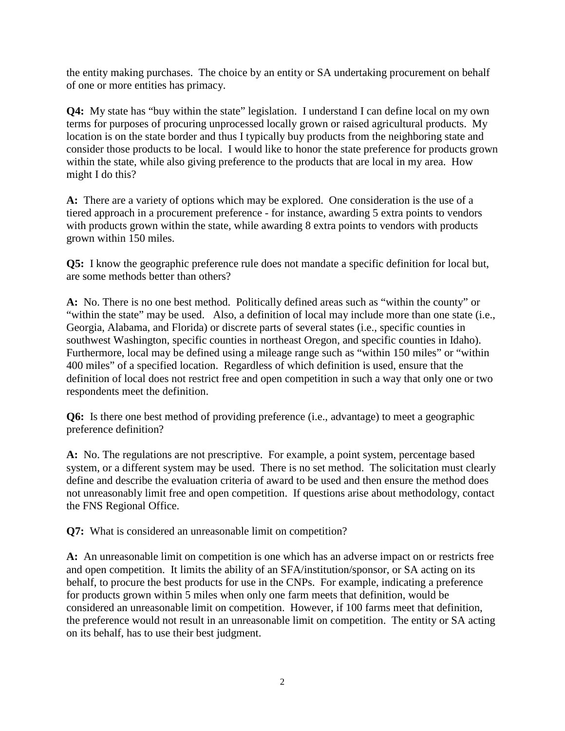the entity making purchases. The choice by an entity or SA undertaking procurement on behalf of one or more entities has primacy.

**Q4:** My state has "buy within the state" legislation. I understand I can define local on my own terms for purposes of procuring unprocessed locally grown or raised agricultural products. My location is on the state border and thus I typically buy products from the neighboring state and consider those products to be local. I would like to honor the state preference for products grown within the state, while also giving preference to the products that are local in my area. How might I do this?

**A:** There are a variety of options which may be explored. One consideration is the use of a tiered approach in a procurement preference - for instance, awarding 5 extra points to vendors with products grown within the state, while awarding 8 extra points to vendors with products grown within 150 miles.

**Q5:** I know the geographic preference rule does not mandate a specific definition for local but, are some methods better than others?

**A:** No. There is no one best method. Politically defined areas such as "within the county" or "within the state" may be used. Also, a definition of local may include more than one state (i.e., Georgia, Alabama, and Florida) or discrete parts of several states (i.e., specific counties in southwest Washington, specific counties in northeast Oregon, and specific counties in Idaho). Furthermore, local may be defined using a mileage range such as "within 150 miles" or "within 400 miles" of a specified location. Regardless of which definition is used, ensure that the definition of local does not restrict free and open competition in such a way that only one or two respondents meet the definition.

**Q6:** Is there one best method of providing preference (i.e., advantage) to meet a geographic preference definition?

**A:** No. The regulations are not prescriptive. For example, a point system, percentage based system, or a different system may be used. There is no set method. The solicitation must clearly define and describe the evaluation criteria of award to be used and then ensure the method does not unreasonably limit free and open competition. If questions arise about methodology, contact the FNS Regional Office.

**Q7:** What is considered an unreasonable limit on competition?

**A:** An unreasonable limit on competition is one which has an adverse impact on or restricts free and open competition. It limits the ability of an SFA/institution/sponsor, or SA acting on its behalf, to procure the best products for use in the CNPs. For example, indicating a preference for products grown within 5 miles when only one farm meets that definition, would be considered an unreasonable limit on competition. However, if 100 farms meet that definition, the preference would not result in an unreasonable limit on competition. The entity or SA acting on its behalf, has to use their best judgment.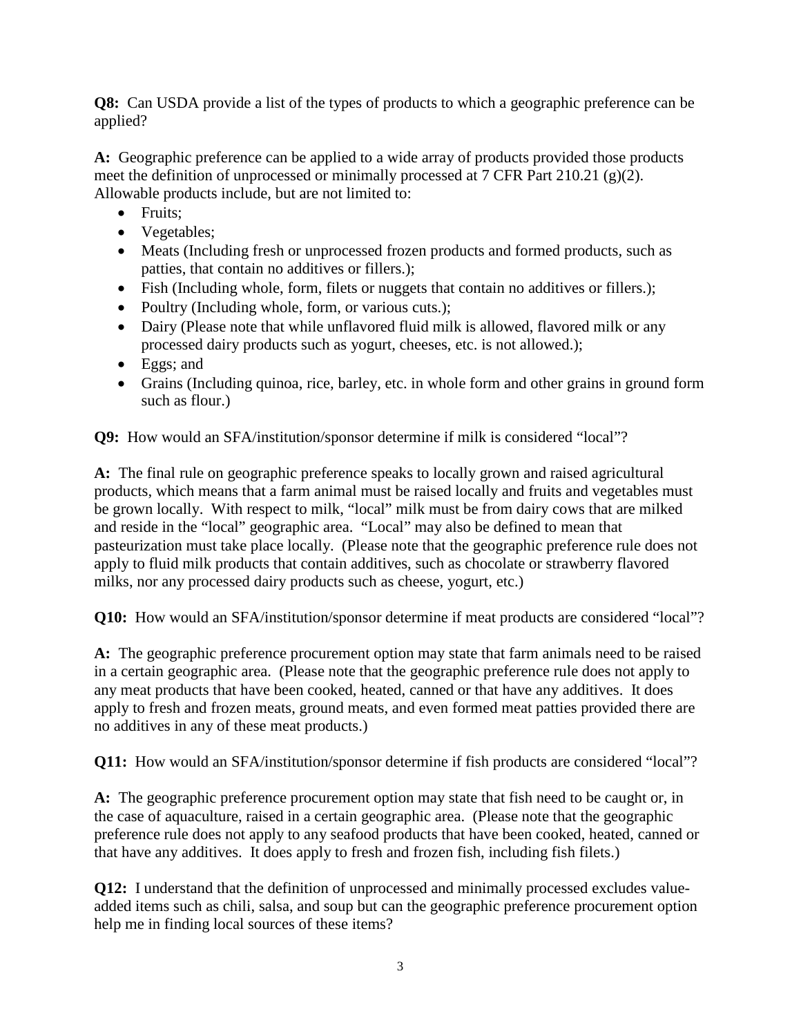**Q8:** Can USDA provide a list of the types of products to which a geographic preference can be applied?

**A:** Geographic preference can be applied to a wide array of products provided those products meet the definition of unprocessed or minimally processed at 7 CFR Part 210.21 (g)(2). Allowable products include, but are not limited to:

- Fruits;
- Vegetables;
- Meats (Including fresh or unprocessed frozen products and formed products, such as patties, that contain no additives or fillers.);
- Fish (Including whole, form, filets or nuggets that contain no additives or fillers.);
- Poultry (Including whole, form, or various cuts.);
- Dairy (Please note that while unflavored fluid milk is allowed, flavored milk or any processed dairy products such as yogurt, cheeses, etc. is not allowed.);
- Eggs; and
- Grains (Including quinoa, rice, barley, etc. in whole form and other grains in ground form such as flour.)

**Q9:** How would an SFA/institution/sponsor determine if milk is considered "local"?

**A:** The final rule on geographic preference speaks to locally grown and raised agricultural products, which means that a farm animal must be raised locally and fruits and vegetables must be grown locally. With respect to milk, "local" milk must be from dairy cows that are milked and reside in the "local" geographic area. "Local" may also be defined to mean that pasteurization must take place locally. (Please note that the geographic preference rule does not apply to fluid milk products that contain additives, such as chocolate or strawberry flavored milks, nor any processed dairy products such as cheese, yogurt, etc.)

**Q10:** How would an SFA/institution/sponsor determine if meat products are considered "local"?

**A:** The geographic preference procurement option may state that farm animals need to be raised in a certain geographic area. (Please note that the geographic preference rule does not apply to any meat products that have been cooked, heated, canned or that have any additives. It does apply to fresh and frozen meats, ground meats, and even formed meat patties provided there are no additives in any of these meat products.)

**Q11:** How would an SFA/institution/sponsor determine if fish products are considered "local"?

**A:** The geographic preference procurement option may state that fish need to be caught or, in the case of aquaculture, raised in a certain geographic area. (Please note that the geographic preference rule does not apply to any seafood products that have been cooked, heated, canned or that have any additives. It does apply to fresh and frozen fish, including fish filets.)

**Q12:** I understand that the definition of unprocessed and minimally processed excludes value-added items such as chili, salsa, and soup but can the geographic preference procurement option help me in finding local sources of these items?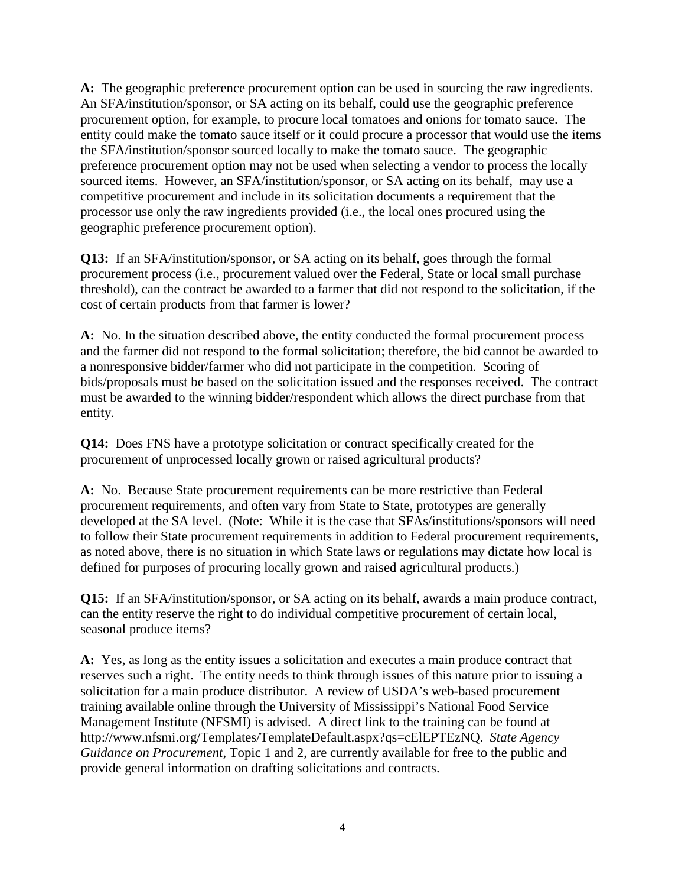**A:** The geographic preference procurement option can be used in sourcing the raw ingredients. An SFA/institution/sponsor, or SA acting on its behalf, could use the geographic preference procurement option, for example, to procure local tomatoes and onions for tomato sauce. The entity could make the tomato sauce itself or it could procure a processor that would use the items the SFA/institution/sponsor sourced locally to make the tomato sauce. The geographic preference procurement option may not be used when selecting a vendor to process the locally sourced items. However, an SFA/institution/sponsor, or SA acting on its behalf, may use a competitive procurement and include in its solicitation documents a requirement that the processor use only the raw ingredients provided (i.e., the local ones procured using the geographic preference procurement option).

**Q13:** If an SFA/institution/sponsor, or SA acting on its behalf, goes through the formal procurement process (i.e., procurement valued over the Federal, State or local small purchase threshold), can the contract be awarded to a farmer that did not respond to the solicitation, if the cost of certain products from that farmer is lower?

**A:** No. In the situation described above, the entity conducted the formal procurement process and the farmer did not respond to the formal solicitation; therefore, the bid cannot be awarded to a nonresponsive bidder/farmer who did not participate in the competition. Scoring of bids/proposals must be based on the solicitation issued and the responses received. The contract must be awarded to the winning bidder/respondent which allows the direct purchase from that entity.

**Q14:** Does FNS have a prototype solicitation or contract specifically created for the procurement of unprocessed locally grown or raised agricultural products?

**A:** No. Because State procurement requirements can be more restrictive than Federal procurement requirements, and often vary from State to State, prototypes are generally developed at the SA level. (Note: While it is the case that SFAs/institutions/sponsors will need to follow their State procurement requirements in addition to Federal procurement requirements, as noted above, there is no situation in which State laws or regulations may dictate how local is defined for purposes of procuring locally grown and raised agricultural products.)

**Q15:** If an SFA/institution/sponsor, or SA acting on its behalf, awards a main produce contract, can the entity reserve the right to do individual competitive procurement of certain local, seasonal produce items?

**A:** Yes, as long as the entity issues a solicitation and executes a main produce contract that reserves such a right. The entity needs to think through issues of this nature prior to issuing a solicitation for a main produce distributor. A review of USDA's web-based procurement training available online through the University of Mississippi's National Food Service Management Institute (NFSMI) is advised. A direct link to the training can be found at http://www.nfsmi.org/Templates/TemplateDefault.aspx?qs=cElEPTEzNQ. *State Agency Guidance on Procurement*, Topic 1 and 2, are currently available for free to the public and provide general information on drafting solicitations and contracts.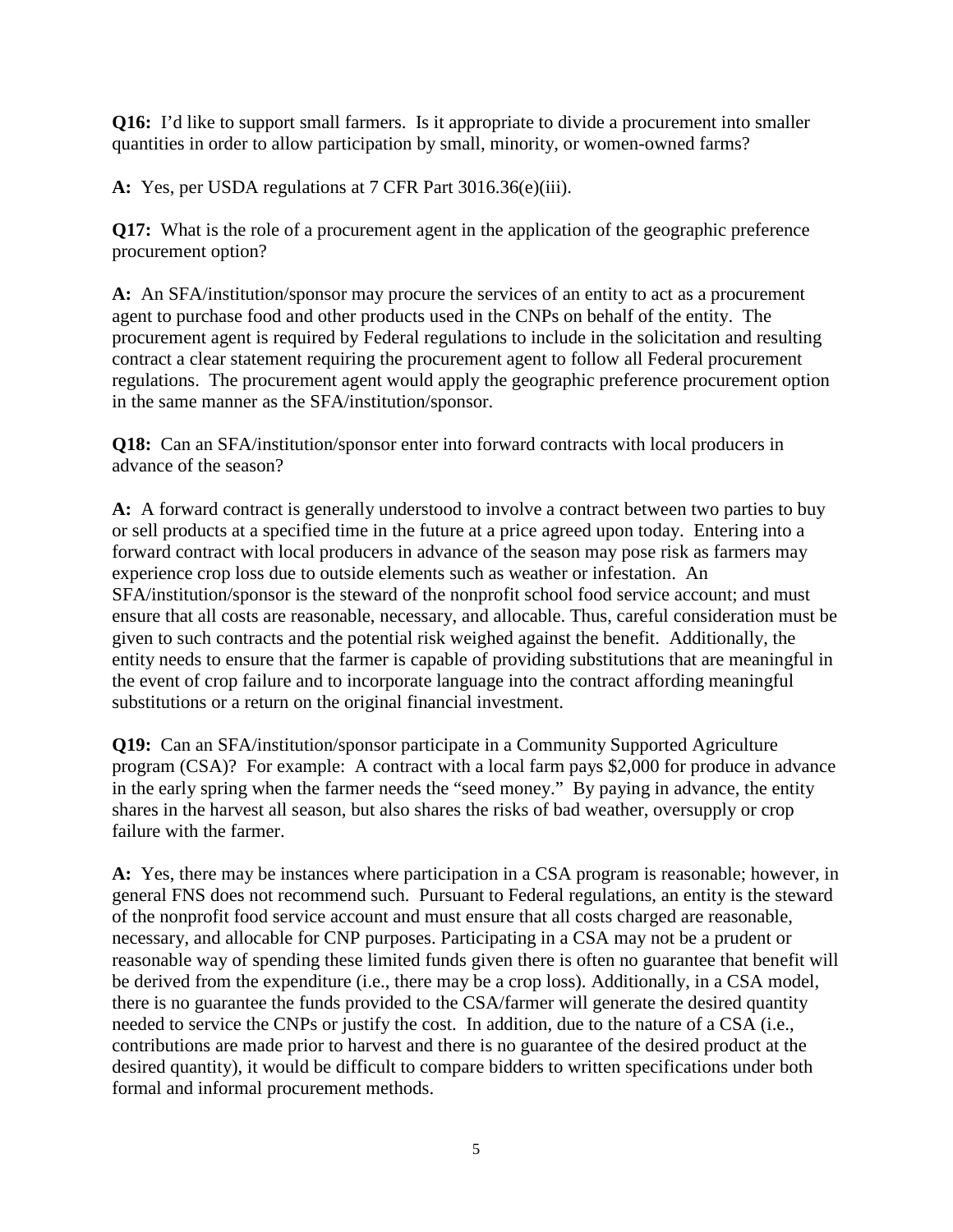**Q16:** I'd like to support small farmers. Is it appropriate to divide a procurement into smaller quantities in order to allow participation by small, minority, or women-owned farms?

**A:** Yes, per USDA regulations at 7 CFR Part 3016.36(e)(iii).

**Q17:** What is the role of a procurement agent in the application of the geographic preference procurement option?

**A:** An SFA/institution/sponsor may procure the services of an entity to act as a procurement agent to purchase food and other products used in the CNPs on behalf of the entity. The procurement agent is required by Federal regulations to include in the solicitation and resulting contract a clear statement requiring the procurement agent to follow all Federal procurement regulations. The procurement agent would apply the geographic preference procurement option in the same manner as the SFA/institution/sponsor.

**Q18:** Can an SFA/institution/sponsor enter into forward contracts with local producers in advance of the season?

**A:** A forward contract is generally understood to involve a contract between two parties to buy or sell products at a specified time in the future at a price agreed upon today. Entering into a forward contract with local producers in advance of the season may pose risk as farmers may experience crop loss due to outside elements such as weather or infestation. An SFA/institution/sponsor is the steward of the nonprofit school food service account; and must ensure that all costs are reasonable, necessary, and allocable. Thus, careful consideration must be given to such contracts and the potential risk weighed against the benefit. Additionally, the entity needs to ensure that the farmer is capable of providing substitutions that are meaningful in the event of crop failure and to incorporate language into the contract affording meaningful substitutions or a return on the original financial investment.

**Q19:** Can an SFA/institution/sponsor participate in a Community Supported Agriculture program (CSA)? For example: A contract with a local farm pays $2,000 for produce in advance in the early spring when the farmer needs the "seed money." By paying in advance, the entity shares in the harvest all season, but also shares the risks of bad weather, oversupply or crop failure with the farmer.

**A:** Yes, there may be instances where participation in a CSA program is reasonable; however, in general FNS does not recommend such. Pursuant to Federal regulations, an entity is the steward of the nonprofit food service account and must ensure that all costs charged are reasonable, necessary, and allocable for CNP purposes. Participating in a CSA may not be a prudent or reasonable way of spending these limited funds given there is often no guarantee that benefit will be derived from the expenditure (i.e., there may be a crop loss). Additionally, in a CSA model, there is no guarantee the funds provided to the CSA/farmer will generate the desired quantity needed to service the CNPs or justify the cost. In addition, due to the nature of a CSA (i.e., contributions are made prior to harvest and there is no guarantee of the desired product at the desired quantity), it would be difficult to compare bidders to written specifications under both formal and informal procurement methods.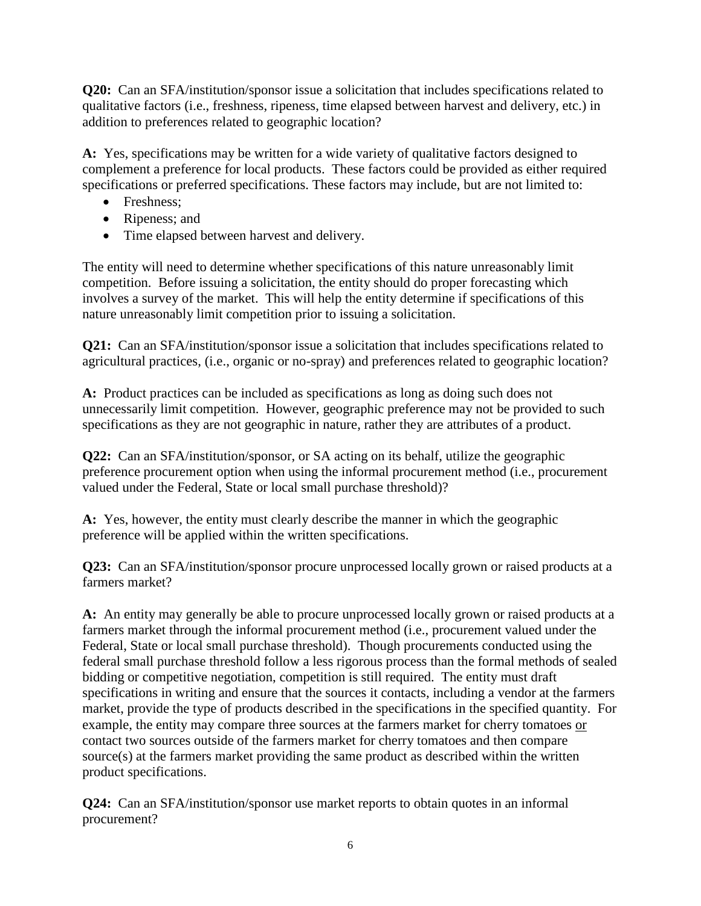**Q20:** Can an SFA/institution/sponsor issue a solicitation that includes specifications related to qualitative factors (i.e., freshness, ripeness, time elapsed between harvest and delivery, etc.) in addition to preferences related to geographic location?

**A:** Yes, specifications may be written for a wide variety of qualitative factors designed to complement a preference for local products. These factors could be provided as either required specifications or preferred specifications. These factors may include, but are not limited to:

- Freshness;
- Ripeness; and
- Time elapsed between harvest and delivery.

The entity will need to determine whether specifications of this nature unreasonably limit competition. Before issuing a solicitation, the entity should do proper forecasting which involves a survey of the market. This will help the entity determine if specifications of this nature unreasonably limit competition prior to issuing a solicitation.

**Q21:** Can an SFA/institution/sponsor issue a solicitation that includes specifications related to agricultural practices, (i.e., organic or no-spray) and preferences related to geographic location?

**A:** Product practices can be included as specifications as long as doing such does not unnecessarily limit competition. However, geographic preference may not be provided to such specifications as they are not geographic in nature, rather they are attributes of a product.

**Q22:** Can an SFA/institution/sponsor, or SA acting on its behalf, utilize the geographic preference procurement option when using the informal procurement method (i.e., procurement valued under the Federal, State or local small purchase threshold)?

**A:** Yes, however, the entity must clearly describe the manner in which the geographic preference will be applied within the written specifications.

**Q23:** Can an SFA/institution/sponsor procure unprocessed locally grown or raised products at a farmers market?

**A:** An entity may generally be able to procure unprocessed locally grown or raised products at a farmers market through the informal procurement method (i.e., procurement valued under the Federal, State or local small purchase threshold). Though procurements conducted using the federal small purchase threshold follow a less rigorous process than the formal methods of sealed bidding or competitive negotiation, competition is still required. The entity must draft specifications in writing and ensure that the sources it contacts, including a vendor at the farmers market, provide the type of products described in the specifications in the specified quantity. For example, the entity may compare three sources at the farmers market for cherry tomatoes <u>or</u> contact two sources outside of the farmers market for cherry tomatoes and then compare source(s) at the farmers market providing the same product as described within the written product specifications.

**Q24:** Can an SFA/institution/sponsor use market reports to obtain quotes in an informal procurement?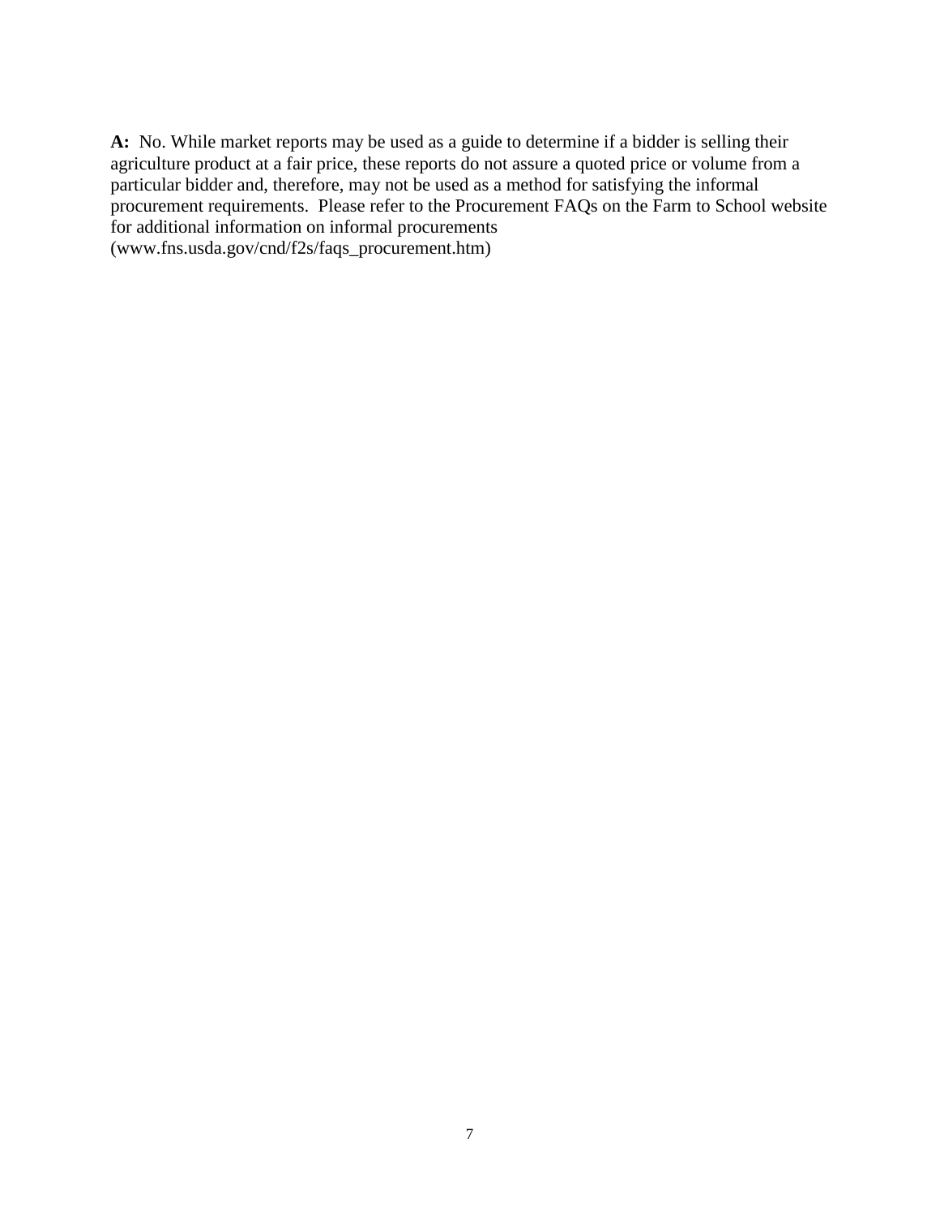**A:** No. While market reports may be used as a guide to determine if a bidder is selling their agriculture product at a fair price, these reports do not assure a quoted price or volume from a particular bidder and, therefore, may not be used as a method for satisfying the informal procurement requirements. Please refer to the Procurement FAQs on the Farm to School website for additional information on informal procurements (www.fns.usda.gov/cnd/f2s/faqs_procurement.htm)